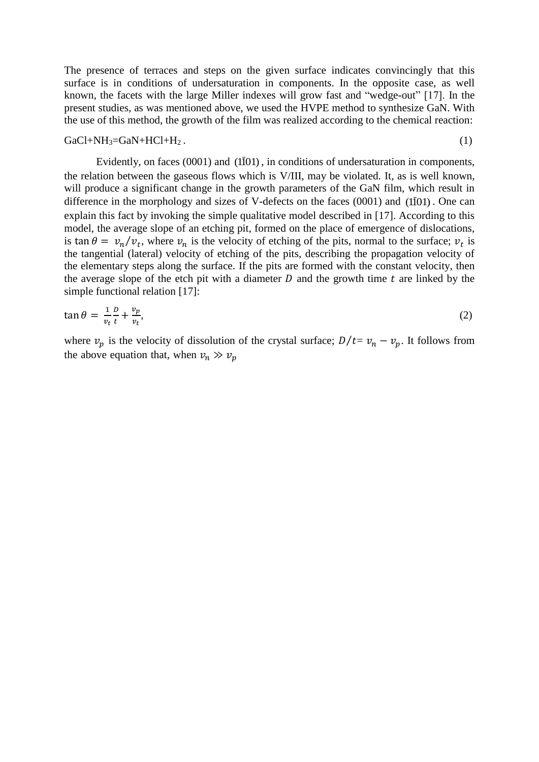The presence of terraces and steps on the given surface indicates convincingly that this surface is in conditions of undersaturation in components. In the opposite case, as well known, the facets with the large Miller indexes will grow fast and "wedge-out" [17]. In the present studies, as was mentioned above, we used the HVPE method to synthesize GaN. With the use of this method, the growth of the film was realized according to the chemical reaction:

$$GaCl+NH_3=GaN+HCl+H_2 \,. \tag{1}$$

Evidently, on faces (0001) and $(1\bar{1}01)$, in conditions of undersaturation in components, the relation between the gaseous flows which is V/III, may be violated. It, as is well known, will produce a significant change in the growth parameters of the GaN film, which result in difference in the morphology and sizes of V-defects on the faces (0001) and $(1\bar{1}01)$. One can explain this fact by invoking the simple qualitative model described in [17]. According to this model, the average slope of an etching pit, formed on the place of emergence of dislocations, is $\tan\theta = v_n/v_t$, where $v_n$ is the velocity of etching of the pits, normal to the surface; $v_t$ is the tangential (lateral) velocity of etching of the pits, describing the propagation velocity of the elementary steps along the surface. If the pits are formed with the constant velocity, then the average slope of the etch pit with a diameter $D$ and the growth time $t$ are linked by the simple functional relation [17]:

$$\tan\theta = \frac{1}{v_t}\frac{D}{t} + \frac{v_p}{v_t}, \tag{2}$$

where $v_p$ is the velocity of dissolution of the crystal surface; $D/t = v_n - v_p$. It follows from the above equation that, when $v_n \gg v_p$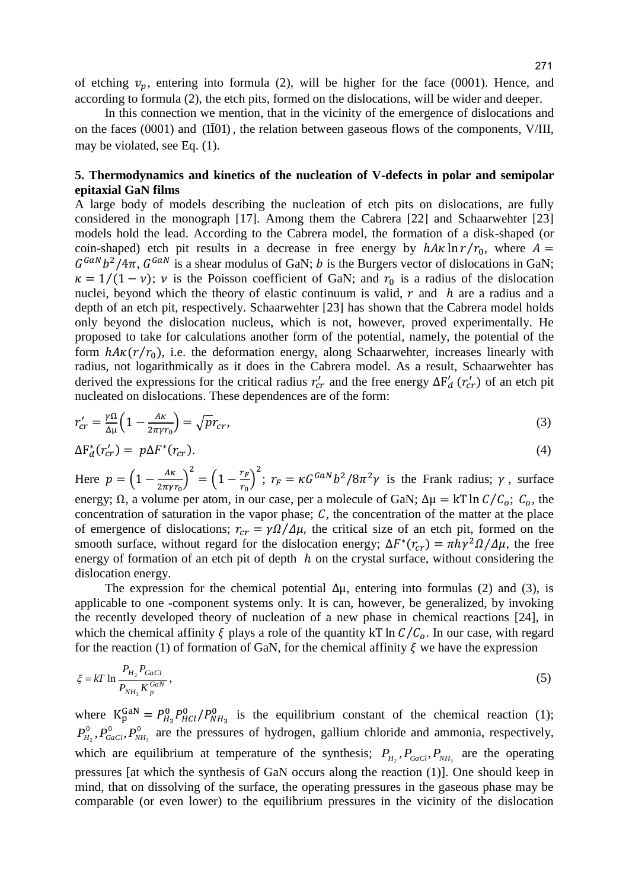of etching $v_p$, entering into formula (2), will be higher for the face (0001). Hence, and according to formula (2), the etch pits, formed on the dislocations, will be wider and deeper.

In this connection we mention, that in the vicinity of the emergence of dislocations and on the faces (0001) and $(1\bar{1}01)$, the relation between gaseous flows of the components, V/III, may be violated, see Eq. (1).

## 5. Thermodynamics and kinetics of the nucleation of V-defects in polar and semipolar epitaxial GaN films

A large body of models describing the nucleation of etch pits on dislocations, are fully considered in the monograph [17]. Among them the Cabrera [22] and Schaarwehter [23] models hold the lead. According to the Cabrera model, the formation of a disk-shaped (or coin-shaped) etch pit results in a decrease in free energy by $hA\kappa \ln r/r_0$, where $A = G^{GaN}b^2/4\pi$, $G^{GaN}$ is a shear modulus of GaN; $b$ is the Burgers vector of dislocations in GaN; $\kappa = 1/(1-\nu)$; $\nu$ is the Poisson coefficient of GaN; and $r_0$ is a radius of the dislocation nuclei, beyond which the theory of elastic continuum is valid, $r$ and $h$ are a radius and a depth of an etch pit, respectively. Schaarwehter [23] has shown that the Cabrera model holds only beyond the dislocation nucleus, which is not, however, proved experimentally. He proposed to take for calculations another form of the potential, namely, the potential of the form $hA\kappa(r/r_0)$, i.e. the deformation energy, along Schaarwehter, increases linearly with radius, not logarithmically as it does in the Cabrera model. As a result, Schaarwehter has derived the expressions for the critical radius $r'_{cr}$ and the free energy $\Delta F'_d(r'_{cr})$ of an etch pit nucleated on dislocations. These dependences are of the form:

$$r'_{cr} = \frac{\gamma\Omega}{\Delta\mu}\left(1 - \frac{A\kappa}{2\pi\gamma r_0}\right) = \sqrt{p}\, r_{cr}, \tag{3}$$

$$\Delta F^*_d(r'_{cr}) = p\Delta F^*(r_{cr}). \tag{4}$$

Here $p = \left(1 - \frac{A\kappa}{2\pi\gamma r_0}\right)^2 = \left(1 - \frac{r_F}{r_0}\right)^2$; $r_F = \kappa G^{GaN}b^2/8\pi^2\gamma$ is the Frank radius; $\gamma$, surface energy; $\Omega$, a volume per atom, in our case, per a molecule of GaN; $\Delta\mu = kT\ln C/C_o$; $C_o$, the concentration of saturation in the vapor phase; $C$, the concentration of the matter at the place of emergence of dislocations; $r_{cr} = \gamma\Omega/\Delta\mu$, the critical size of an etch pit, formed on the smooth surface, without regard for the dislocation energy; $\Delta F^*(r_{cr}) = \pi h\gamma^2\Omega/\Delta\mu$, the free energy of formation of an etch pit of depth $h$ on the crystal surface, without considering the dislocation energy.

The expression for the chemical potential $\Delta\mu$, entering into formulas (2) and (3), is applicable to one -component systems only. It is can, however, be generalized, by invoking the recently developed theory of nucleation of a new phase in chemical reactions [24], in which the chemical affinity $\xi$ plays a role of the quantity $kT\ln C/C_o$. In our case, with regard for the reaction (1) of formation of GaN, for the chemical affinity $\xi$ we have the expression

$$\xi = kT\ln\frac{P_{H_2}P_{GaCl}}{P_{NH_3}K_p^{GaN}}, \tag{5}$$

where $K_p^{GaN} = P^0_{H_2}P^0_{HCl}/P^0_{NH_3}$ is the equilibrium constant of the chemical reaction (1); $P^0_{H_2}, P^0_{GaCl}, P^0_{NH_3}$ are the pressures of hydrogen, gallium chloride and ammonia, respectively, which are equilibrium at temperature of the synthesis; $P_{H_2}, P_{GaCl}, P_{NH_3}$ are the operating pressures [at which the synthesis of GaN occurs along the reaction (1)]. One should keep in mind, that on dissolving of the surface, the operating pressures in the gaseous phase may be comparable (or even lower) to the equilibrium pressures in the vicinity of the dislocation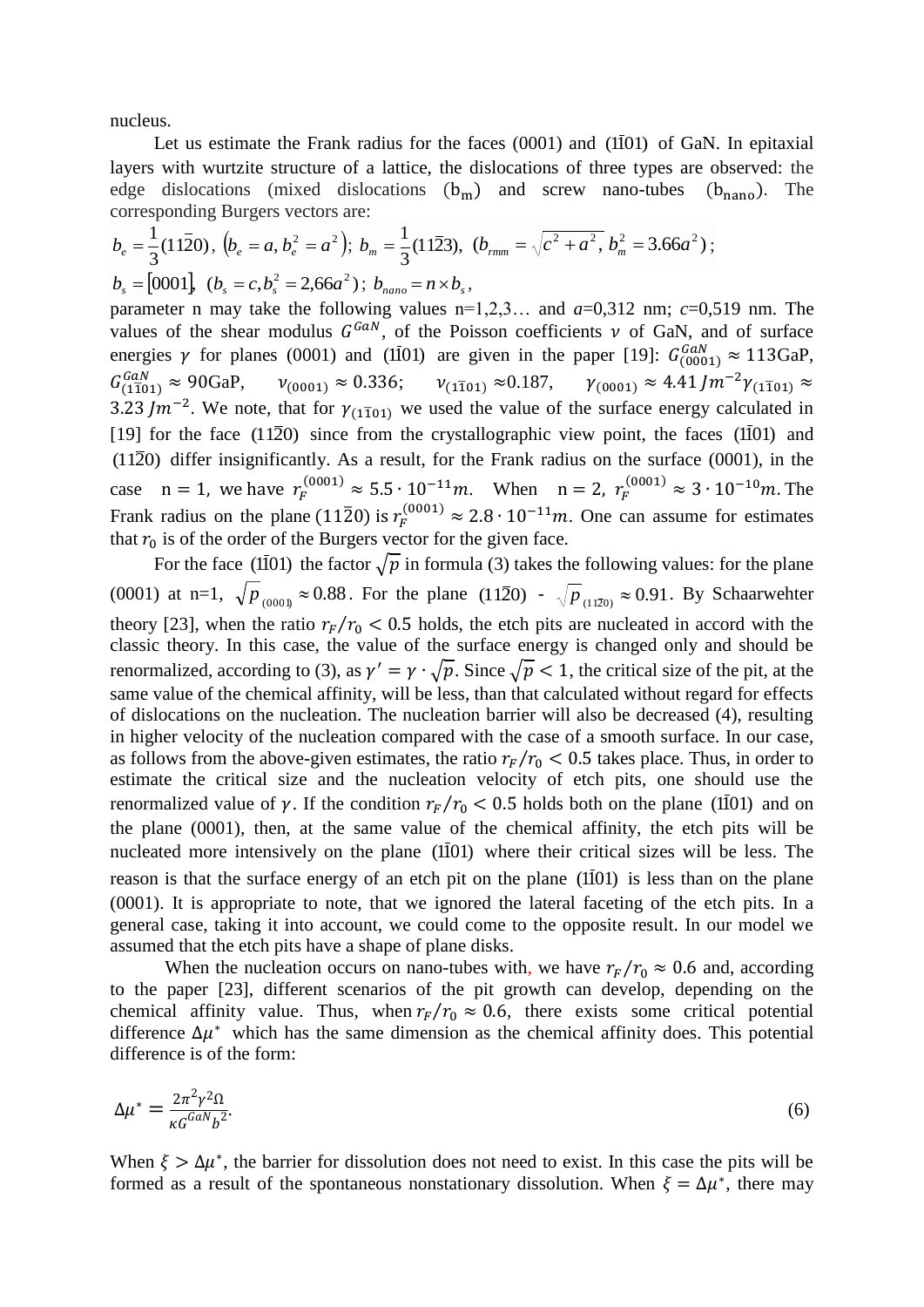nucleus.

Let us estimate the Frank radius for the faces (0001) and $(1\bar{1}01)$ of GaN. In epitaxial layers with wurtzite structure of a lattice, the dislocations of three types are observed: the edge dislocations (mixed dislocations ($b_m$) and screw nano-tubes ($b_{nano}$). The corresponding Burgers vectors are:

$b_e = \frac{1}{3}(11\bar{2}0)$, $\left(b_e = a, b_e^2 = a^2\right)$; $b_m = \frac{1}{3}(11\bar{2}3)$, $(b_{rmm} = \sqrt{c^2 + a^2}$, $b_m^2 = 3.66a^2)$;

$b_s = [0001]$, $(b_s = c, b_s^2 = 2{,}66a^2)$; $b_{nano} = n \times b_s$,

parameter n may take the following values n=1,2,3… and $a$=0,312 nm; $c$=0,519 nm. The values of the shear modulus $G^{GaN}$, of the Poisson coefficients $\nu$ of GaN, and of surface energies $\gamma$ for planes (0001) and $(1\bar{1}01)$ are given in the paper [19]: $G^{GaN}_{(0001)} \approx 113$GaP, $G^{GaN}_{(1\bar{1}01)} \approx 90$GaP, $\nu_{(0001)} \approx 0.336$; $\nu_{(1\bar{1}01)} \approx 0.187$, $\gamma_{(0001)} \approx 4.41\, Jm^{-2}$ $\gamma_{(1\bar{1}01)} \approx 3.23\, Jm^{-2}$. We note, that for $\gamma_{(1\bar{1}01)}$ we used the value of the surface energy calculated in [19] for the face $(11\bar{2}0)$ since from the crystallographic view point, the faces $(1\bar{1}01)$ and $(11\bar{2}0)$ differ insignificantly. As a result, for the Frank radius on the surface (0001), in the case $n = 1$, we have $r_F^{(0001)} \approx 5.5 \cdot 10^{-11} m$. When $n = 2$, $r_F^{(0001)} \approx 3 \cdot 10^{-10} m$. The Frank radius on the plane $(11\bar{2}0)$ is $r_F^{(0001)} \approx 2.8 \cdot 10^{-11} m$. One can assume for estimates that $r_0$ is of the order of the Burgers vector for the given face.

For the face $(1\bar{1}01)$ the factor $\sqrt{p}$ in formula (3) takes the following values: for the plane (0001) at n=1, $\sqrt{p}_{(0001)} \approx 0.88$. For the plane $(11\bar{2}0)$ - $\sqrt{p}_{(11\bar{2}0)} \approx 0.91$. By Schaarwehter theory [23], when the ratio $r_F/r_0 < 0.5$ holds, the etch pits are nucleated in accord with the classic theory. In this case, the value of the surface energy is changed only and should be renormalized, according to (3), as $\gamma' = \gamma \cdot \sqrt{p}$. Since $\sqrt{p} < 1$, the critical size of the pit, at the same value of the chemical affinity, will be less, than that calculated without regard for effects of dislocations on the nucleation. The nucleation barrier will also be decreased (4), resulting in higher velocity of the nucleation compared with the case of a smooth surface. In our case, as follows from the above-given estimates, the ratio $r_F/r_0 < 0.5$ takes place. Thus, in order to estimate the critical size and the nucleation velocity of etch pits, one should use the renormalized value of $\gamma$. If the condition $r_F/r_0 < 0.5$ holds both on the plane $(1\bar{1}01)$ and on the plane (0001), then, at the same value of the chemical affinity, the etch pits will be nucleated more intensively on the plane $(1\bar{1}01)$ where their critical sizes will be less. The reason is that the surface energy of an etch pit on the plane $(1\bar{1}01)$ is less than on the plane (0001). It is appropriate to note, that we ignored the lateral faceting of the etch pits. In a general case, taking it into account, we could come to the opposite result. In our model we assumed that the etch pits have a shape of plane disks.

When the nucleation occurs on nano-tubes with, we have $r_F/r_0 \approx 0.6$ and, according to the paper [23], different scenarios of the pit growth can develop, depending on the chemical affinity value. Thus, when $r_F/r_0 \approx 0.6$, there exists some critical potential difference $\Delta\mu^*$ which has the same dimension as the chemical affinity does. This potential difference is of the form:

$$\Delta\mu^* = \frac{2\pi^2\gamma^2\Omega}{\kappa G^{GaN} b^2}. \tag{6}$$

When $\xi > \Delta\mu^*$, the barrier for dissolution does not need to exist. In this case the pits will be formed as a result of the spontaneous nonstationary dissolution. When $\xi = \Delta\mu^*$, there may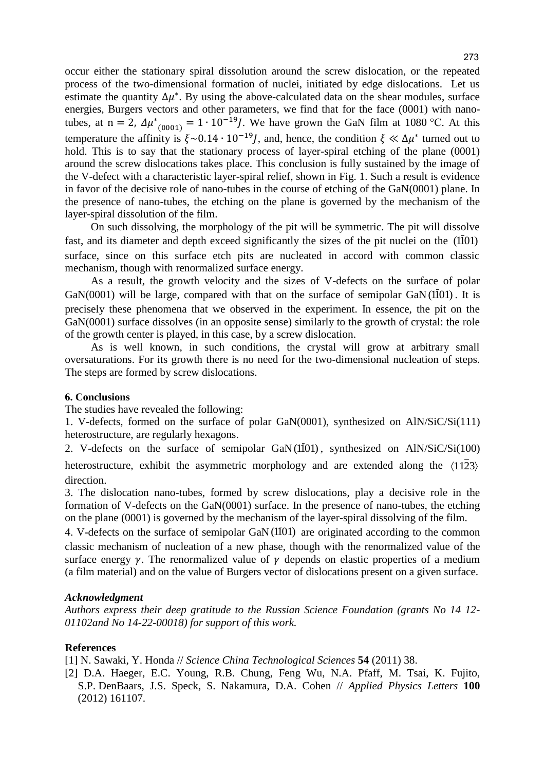occur either the stationary spiral dissolution around the screw dislocation, or the repeated process of the two-dimensional formation of nuclei, initiated by edge dislocations. Let us estimate the quantity $\Delta\mu^*$. By using the above-calculated data on the shear modules, surface energies, Burgers vectors and other parameters, we find that for the face (0001) with nano-tubes, at $n = 2$, $\Delta\mu^*_{(0001)} = 1 \cdot 10^{-19} J$. We have grown the GaN film at 1080 °C. At this temperature the affinity is $\xi \sim 0.14 \cdot 10^{-19} J$, and, hence, the condition $\xi \ll \Delta\mu^*$ turned out to hold. This is to say that the stationary process of layer-spiral etching of the plane (0001) around the screw dislocations takes place. This conclusion is fully sustained by the image of the V-defect with a characteristic layer-spiral relief, shown in Fig. 1. Such a result is evidence in favor of the decisive role of nano-tubes in the course of etching of the GaN(0001) plane. In the presence of nano-tubes, the etching on the plane is governed by the mechanism of the layer-spiral dissolution of the film.

On such dissolving, the morphology of the pit will be symmetric. The pit will dissolve fast, and its diameter and depth exceed significantly the sizes of the pit nuclei on the $(1\bar{1}01)$ surface, since on this surface etch pits are nucleated in accord with common classic mechanism, though with renormalized surface energy.

As a result, the growth velocity and the sizes of V-defects on the surface of polar GaN(0001) will be large, compared with that on the surface of semipolar GaN$(1\bar{1}01)$. It is precisely these phenomena that we observed in the experiment. In essence, the pit on the GaN(0001) surface dissolves (in an opposite sense) similarly to the growth of crystal: the role of the growth center is played, in this case, by a screw dislocation.

As is well known, in such conditions, the crystal will grow at arbitrary small oversaturations. For its growth there is no need for the two-dimensional nucleation of steps. The steps are formed by screw dislocations.

**6. Conclusions**

The studies have revealed the following:

1. V-defects, formed on the surface of polar GaN(0001), synthesized on AlN/SiC/Si(111) heterostructure, are regularly hexagons.
2. V-defects on the surface of semipolar GaN$(1\bar{1}01)$, synthesized on AlN/SiC/Si(100) heterostructure, exhibit the asymmetric morphology and are extended along the $\langle 11\bar{2}3 \rangle$ direction.
3. The dislocation nano-tubes, formed by screw dislocations, play a decisive role in the formation of V-defects on the GaN(0001) surface. In the presence of nano-tubes, the etching on the plane (0001) is governed by the mechanism of the layer-spiral dissolving of the film.
4. V-defects on the surface of semipolar GaN$(1\bar{1}01)$ are originated according to the common classic mechanism of nucleation of a new phase, though with the renormalized value of the surface energy $\gamma$. The renormalized value of $\gamma$ depends on elastic properties of a medium (a film material) and on the value of Burgers vector of dislocations present on a given surface.

***Acknowledgment***

*Authors express their deep gratitude to the Russian Science Foundation (grants No 14 12-01102and No 14-22-00018) for support of this work.*

**References**

[1] N. Sawaki, Y. Honda // *Science China Technological Sciences* **54** (2011) 38.

[2] D.A. Haeger, E.C. Young, R.B. Chung, Feng Wu, N.A. Pfaff, M. Tsai, K. Fujito, S.P. DenBaars, J.S. Speck, S. Nakamura, D.A. Cohen // *Applied Physics Letters* **100** (2012) 161107.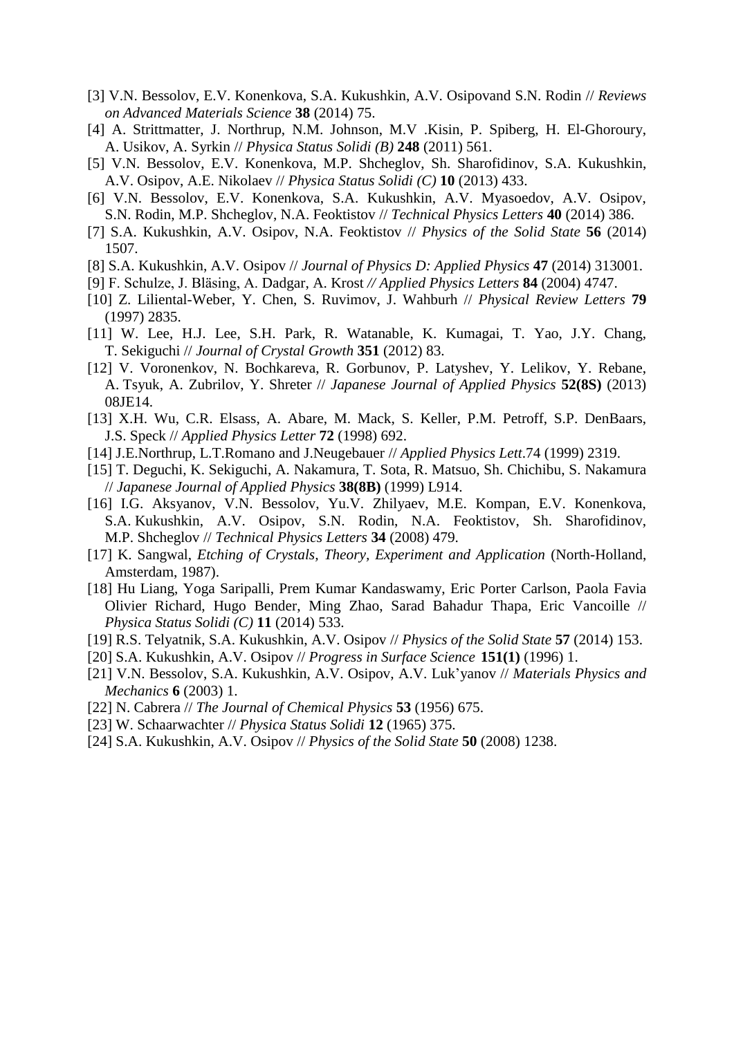[3] V.N. Bessolov, E.V. Konenkova, S.A. Kukushkin, A.V. Osipovand S.N. Rodin // *Reviews on Advanced Materials Science* **38** (2014) 75.

[4] A. Strittmatter, J. Northrup, N.M. Johnson, M.V .Kisin, P. Spiberg, H. El-Ghoroury, A. Usikov, A. Syrkin // *Physica Status Solidi (B)* **248** (2011) 561.

[5] V.N. Bessolov, E.V. Konenkova, M.P. Shcheglov, Sh. Sharofidinov, S.A. Kukushkin, A.V. Osipov, A.E. Nikolaev // *Physica Status Solidi (C)* **10** (2013) 433.

[6] V.N. Bessolov, E.V. Konenkova, S.A. Kukushkin, A.V. Myasoedov, A.V. Osipov, S.N. Rodin, M.P. Shcheglov, N.A. Feoktistov // *Technical Physics Letters* **40** (2014) 386.

[7] S.A. Kukushkin, A.V. Osipov, N.A. Feoktistov // *Physics of the Solid State* **56** (2014) 1507.

[8] S.A. Kukushkin, A.V. Osipov // *Journal of Physics D: Applied Physics* **47** (2014) 313001.

[9] F. Schulze, J. Bläsing, A. Dadgar, A. Krost *// Applied Physics Letters* **84** (2004) 4747.

[10] Z. Liliental-Weber, Y. Chen, S. Ruvimov, J. Wahburh // *Physical Review Letters* **79** (1997) 2835.

[11] W. Lee, H.J. Lee, S.H. Park, R. Watanable, K. Kumagai, T. Yao, J.Y. Chang, T. Sekiguchi // *Journal of Crystal Growth* **351** (2012) 83.

[12] V. Voronenkov, N. Bochkareva, R. Gorbunov, P. Latyshev, Y. Lelikov, Y. Rebane, A. Tsyuk, A. Zubrilov, Y. Shreter // *Japanese Journal of Applied Physics* **52(8S)** (2013) 08JE14.

[13] X.H. Wu, C.R. Elsass, A. Abare, M. Mack, S. Keller, P.M. Petroff, S.P. DenBaars, J.S. Speck // *Applied Physics Letter* **72** (1998) 692.

[14] J.E.Northrup, L.T.Romano and J.Neugebauer // *Applied Physics Lett*.74 (1999) 2319.

[15] T. Deguchi, K. Sekiguchi, A. Nakamura, T. Sota, R. Matsuo, Sh. Chichibu, S. Nakamura // *Japanese Journal of Applied Physics* **38(8B)** (1999) L914.

[16] I.G. Aksyanov, V.N. Bessolov, Yu.V. Zhilyaev, M.E. Kompan, E.V. Konenkova, S.A. Kukushkin, A.V. Osipov, S.N. Rodin, N.A. Feoktistov, Sh. Sharofidinov, M.P. Shcheglov // *Technical Physics Letters* **34** (2008) 479.

[17] K. Sangwal, *Etching of Crystals, Theory, Experiment and Application* (North-Holland, Amsterdam, 1987).

[18] Hu Liang, Yoga Saripalli, Prem Kumar Kandaswamy, Eric Porter Carlson, Paola Favia Olivier Richard, Hugo Bender, Ming Zhao, Sarad Bahadur Thapa, Eric Vancoille // *Physica Status Solidi (C)* **11** (2014) 533.

[19] R.S. Telyatnik, S.A. Kukushkin, A.V. Osipov // *Physics of the Solid State* **57** (2014) 153.

[20] S.A. Kukushkin, A.V. Osipov // *Progress in Surface Science* **151(1)** (1996) 1.

[21] V.N. Bessolov, S.A. Kukushkin, A.V. Osipov, A.V. Luk'yanov // *Materials Physics and Mechanics* **6** (2003) 1.

[22] N. Cabrera // *The Journal of Chemical Physics* **53** (1956) 675.

[23] W. Schaarwachter // *Physica Status Solidi* **12** (1965) 375.

[24] S.A. Kukushkin, A.V. Osipov // *Physics of the Solid State* **50** (2008) 1238.